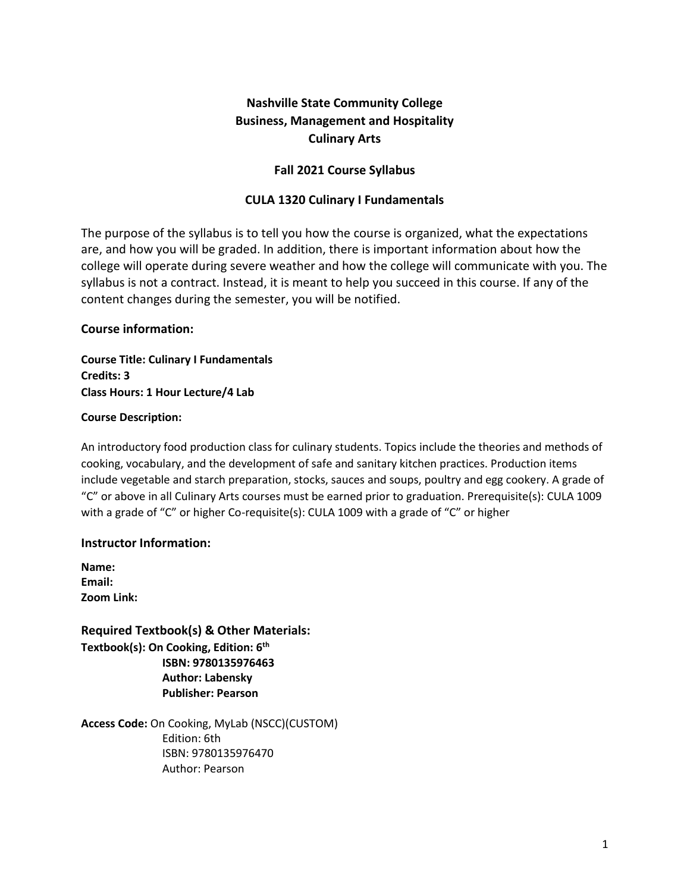**Nashville State Community College**
**Business, Management and Hospitality**
**Culinary Arts**

**Fall 2021 Course Syllabus**

**CULA 1320 Culinary I Fundamentals**

The purpose of the syllabus is to tell you how the course is organized, what the expectations are, and how you will be graded. In addition, there is important information about how the college will operate during severe weather and how the college will communicate with you. The syllabus is not a contract. Instead, it is meant to help you succeed in this course. If any of the content changes during the semester, you will be notified.

## Course information:

**Course Title: Culinary I Fundamentals**
**Credits: 3**
**Class Hours: 1 Hour Lecture/4 Lab**

**Course Description:**

An introductory food production class for culinary students. Topics include the theories and methods of cooking, vocabulary, and the development of safe and sanitary kitchen practices. Production items include vegetable and starch preparation, stocks, sauces and soups, poultry and egg cookery. A grade of "C" or above in all Culinary Arts courses must be earned prior to graduation. Prerequisite(s): CULA 1009 with a grade of "C" or higher Co-requisite(s): CULA 1009 with a grade of "C" or higher

## Instructor Information:

**Name:**
**Email:**
**Zoom Link:**

## Required Textbook(s) & Other Materials:

**Textbook(s): On Cooking, Edition: 6th**
**ISBN: 9780135976463**
**Author: Labensky**
**Publisher: Pearson**

**Access Code:** On Cooking, MyLab (NSCC)(CUSTOM)
Edition: 6th
ISBN: 9780135976470
Author: Pearson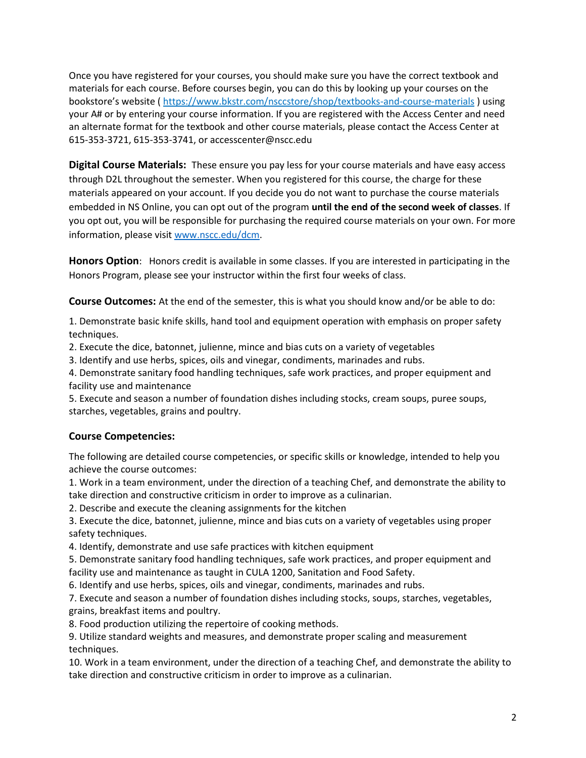Once you have registered for your courses, you should make sure you have the correct textbook and materials for each course. Before courses begin, you can do this by looking up your courses on the bookstore's website ( https://www.bkstr.com/nsccstore/shop/textbooks-and-course-materials ) using your A# or by entering your course information. If you are registered with the Access Center and need an alternate format for the textbook and other course materials, please contact the Access Center at 615-353-3721, 615-353-3741, or accesscenter@nscc.edu

**Digital Course Materials:** These ensure you pay less for your course materials and have easy access through D2L throughout the semester. When you registered for this course, the charge for these materials appeared on your account. If you decide you do not want to purchase the course materials embedded in NS Online, you can opt out of the program **until the end of the second week of classes**. If you opt out, you will be responsible for purchasing the required course materials on your own. For more information, please visit www.nscc.edu/dcm.

**Honors Option**: Honors credit is available in some classes. If you are interested in participating in the Honors Program, please see your instructor within the first four weeks of class.

**Course Outcomes:** At the end of the semester, this is what you should know and/or be able to do:

1. Demonstrate basic knife skills, hand tool and equipment operation with emphasis on proper safety techniques.
2. Execute the dice, batonnet, julienne, mince and bias cuts on a variety of vegetables
3. Identify and use herbs, spices, oils and vinegar, condiments, marinades and rubs.
4. Demonstrate sanitary food handling techniques, safe work practices, and proper equipment and facility use and maintenance
5. Execute and season a number of foundation dishes including stocks, cream soups, puree soups, starches, vegetables, grains and poultry.

### Course Competencies:

The following are detailed course competencies, or specific skills or knowledge, intended to help you achieve the course outcomes:

1. Work in a team environment, under the direction of a teaching Chef, and demonstrate the ability to take direction and constructive criticism in order to improve as a culinarian.
2. Describe and execute the cleaning assignments for the kitchen
3. Execute the dice, batonnet, julienne, mince and bias cuts on a variety of vegetables using proper safety techniques.
4. Identify, demonstrate and use safe practices with kitchen equipment
5. Demonstrate sanitary food handling techniques, safe work practices, and proper equipment and facility use and maintenance as taught in CULA 1200, Sanitation and Food Safety.
6. Identify and use herbs, spices, oils and vinegar, condiments, marinades and rubs.
7. Execute and season a number of foundation dishes including stocks, soups, starches, vegetables, grains, breakfast items and poultry.
8. Food production utilizing the repertoire of cooking methods.
9. Utilize standard weights and measures, and demonstrate proper scaling and measurement techniques.
10. Work in a team environment, under the direction of a teaching Chef, and demonstrate the ability to take direction and constructive criticism in order to improve as a culinarian.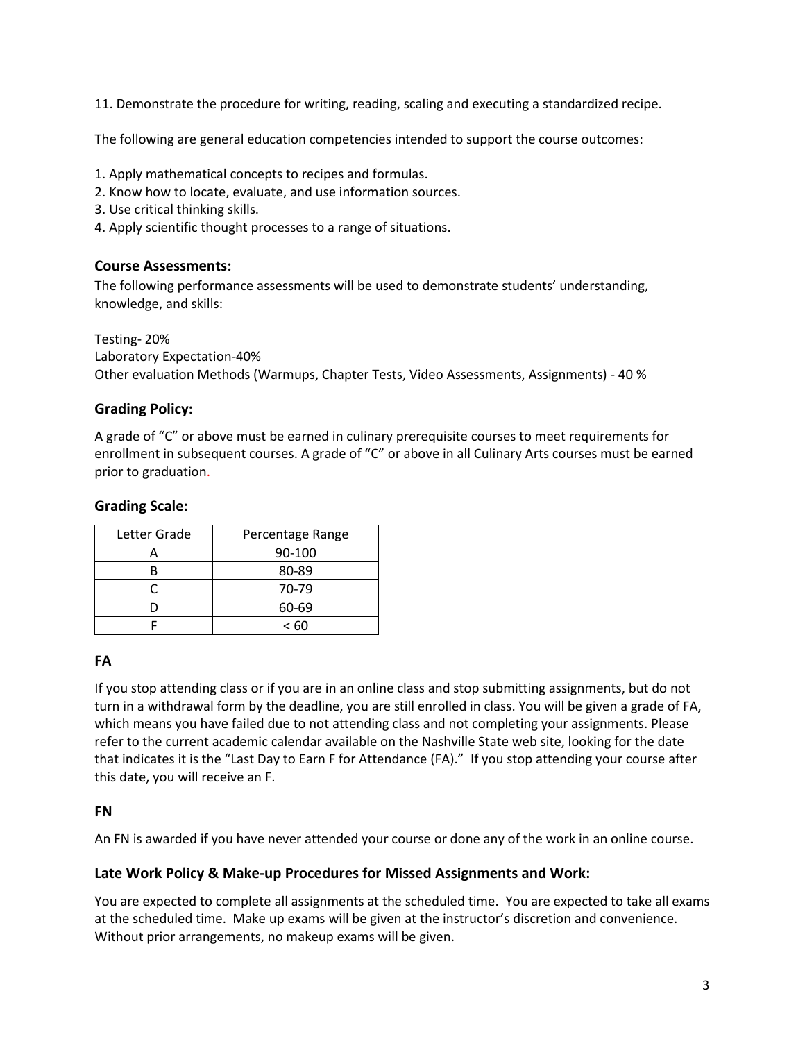11. Demonstrate the procedure for writing, reading, scaling and executing a standardized recipe.

The following are general education competencies intended to support the course outcomes:

1. Apply mathematical concepts to recipes and formulas.
2. Know how to locate, evaluate, and use information sources.
3. Use critical thinking skills.
4. Apply scientific thought processes to a range of situations.

### Course Assessments:

The following performance assessments will be used to demonstrate students' understanding, knowledge, and skills:

Testing- 20%
Laboratory Expectation-40%
Other evaluation Methods (Warmups, Chapter Tests, Video Assessments, Assignments) - 40 %

### Grading Policy:

A grade of "C" or above must be earned in culinary prerequisite courses to meet requirements for enrollment in subsequent courses. A grade of "C" or above in all Culinary Arts courses must be earned prior to graduation.

### Grading Scale:

| Letter Grade | Percentage Range |
|---|---|
| A | 90-100 |
| B | 80-89 |
| C | 70-79 |
| D | 60-69 |
| F | < 60 |

#### FA

If you stop attending class or if you are in an online class and stop submitting assignments, but do not turn in a withdrawal form by the deadline, you are still enrolled in class. You will be given a grade of FA, which means you have failed due to not attending class and not completing your assignments. Please refer to the current academic calendar available on the Nashville State web site, looking for the date that indicates it is the "Last Day to Earn F for Attendance (FA)." If you stop attending your course after this date, you will receive an F.

#### FN

An FN is awarded if you have never attended your course or done any of the work in an online course.

### Late Work Policy & Make-up Procedures for Missed Assignments and Work:

You are expected to complete all assignments at the scheduled time. You are expected to take all exams at the scheduled time. Make up exams will be given at the instructor's discretion and convenience. Without prior arrangements, no makeup exams will be given.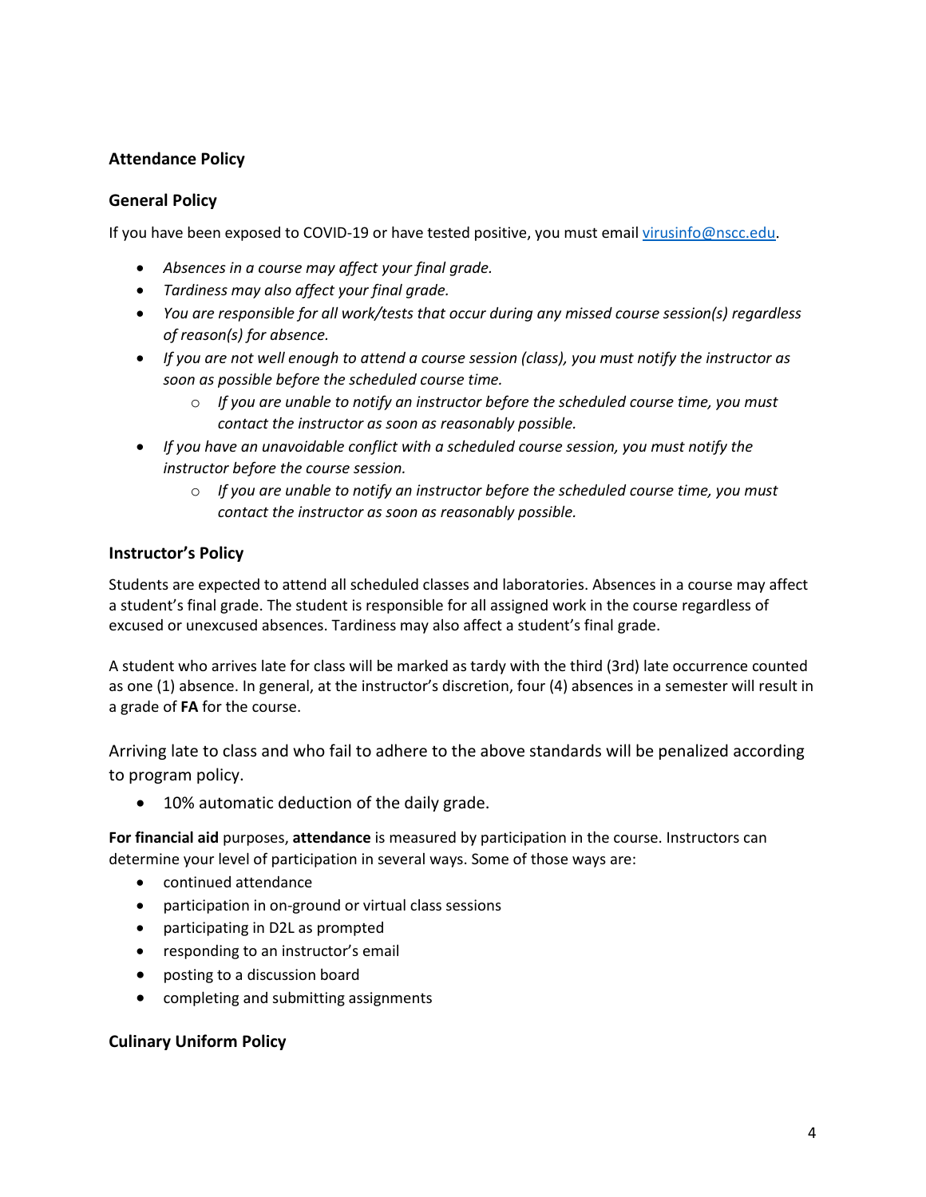## Attendance Policy

### General Policy

If you have been exposed to COVID-19 or have tested positive, you must email [virusinfo@nscc.edu](mailto:virusinfo@nscc.edu).

- *Absences in a course may affect your final grade.*
- *Tardiness may also affect your final grade.*
- *You are responsible for all work/tests that occur during any missed course session(s) regardless of reason(s) for absence.*
- *If you are not well enough to attend a course session (class), you must notify the instructor as soon as possible before the scheduled course time.*
  - *If you are unable to notify an instructor before the scheduled course time, you must contact the instructor as soon as reasonably possible.*
- *If you have an unavoidable conflict with a scheduled course session, you must notify the instructor before the course session.*
  - *If you are unable to notify an instructor before the scheduled course time, you must contact the instructor as soon as reasonably possible.*

### Instructor's Policy

Students are expected to attend all scheduled classes and laboratories. Absences in a course may affect a student's final grade. The student is responsible for all assigned work in the course regardless of excused or unexcused absences. Tardiness may also affect a student's final grade.

A student who arrives late for class will be marked as tardy with the third (3rd) late occurrence counted as one (1) absence. In general, at the instructor's discretion, four (4) absences in a semester will result in a grade of **FA** for the course.

Arriving late to class and who fail to adhere to the above standards will be penalized according to program policy.

- 10% automatic deduction of the daily grade.

**For financial aid** purposes, **attendance** is measured by participation in the course. Instructors can determine your level of participation in several ways. Some of those ways are:

- continued attendance
- participation in on-ground or virtual class sessions
- participating in D2L as prompted
- responding to an instructor's email
- posting to a discussion board
- completing and submitting assignments

### Culinary Uniform Policy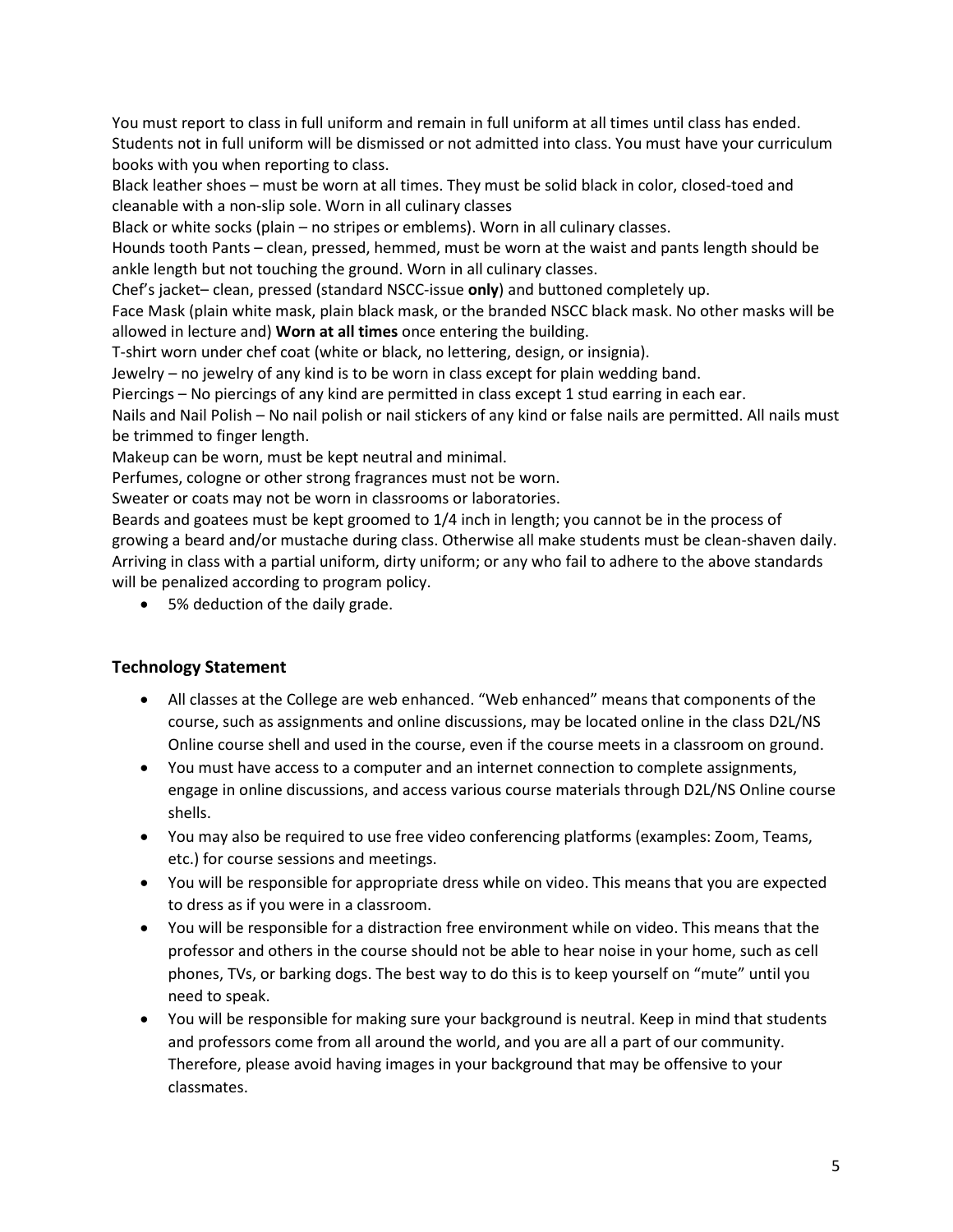You must report to class in full uniform and remain in full uniform at all times until class has ended. Students not in full uniform will be dismissed or not admitted into class. You must have your curriculum books with you when reporting to class.

Black leather shoes – must be worn at all times. They must be solid black in color, closed-toed and cleanable with a non-slip sole. Worn in all culinary classes

Black or white socks (plain – no stripes or emblems). Worn in all culinary classes.

Hounds tooth Pants – clean, pressed, hemmed, must be worn at the waist and pants length should be ankle length but not touching the ground. Worn in all culinary classes.

Chef's jacket– clean, pressed (standard NSCC-issue **only**) and buttoned completely up.

Face Mask (plain white mask, plain black mask, or the branded NSCC black mask. No other masks will be allowed in lecture and) **Worn at all times** once entering the building.

T-shirt worn under chef coat (white or black, no lettering, design, or insignia).

Jewelry – no jewelry of any kind is to be worn in class except for plain wedding band.

Piercings – No piercings of any kind are permitted in class except 1 stud earring in each ear.

Nails and Nail Polish – No nail polish or nail stickers of any kind or false nails are permitted. All nails must be trimmed to finger length.

Makeup can be worn, must be kept neutral and minimal.

Perfumes, cologne or other strong fragrances must not be worn.

Sweater or coats may not be worn in classrooms or laboratories.

Beards and goatees must be kept groomed to 1/4 inch in length; you cannot be in the process of growing a beard and/or mustache during class. Otherwise all make students must be clean-shaven daily.

Arriving in class with a partial uniform, dirty uniform; or any who fail to adhere to the above standards will be penalized according to program policy.

- 5% deduction of the daily grade.

### Technology Statement

- All classes at the College are web enhanced. "Web enhanced" means that components of the course, such as assignments and online discussions, may be located online in the class D2L/NS Online course shell and used in the course, even if the course meets in a classroom on ground.
- You must have access to a computer and an internet connection to complete assignments, engage in online discussions, and access various course materials through D2L/NS Online course shells.
- You may also be required to use free video conferencing platforms (examples: Zoom, Teams, etc.) for course sessions and meetings.
- You will be responsible for appropriate dress while on video. This means that you are expected to dress as if you were in a classroom.
- You will be responsible for a distraction free environment while on video. This means that the professor and others in the course should not be able to hear noise in your home, such as cell phones, TVs, or barking dogs. The best way to do this is to keep yourself on "mute" until you need to speak.
- You will be responsible for making sure your background is neutral. Keep in mind that students and professors come from all around the world, and you are all a part of our community. Therefore, please avoid having images in your background that may be offensive to your classmates.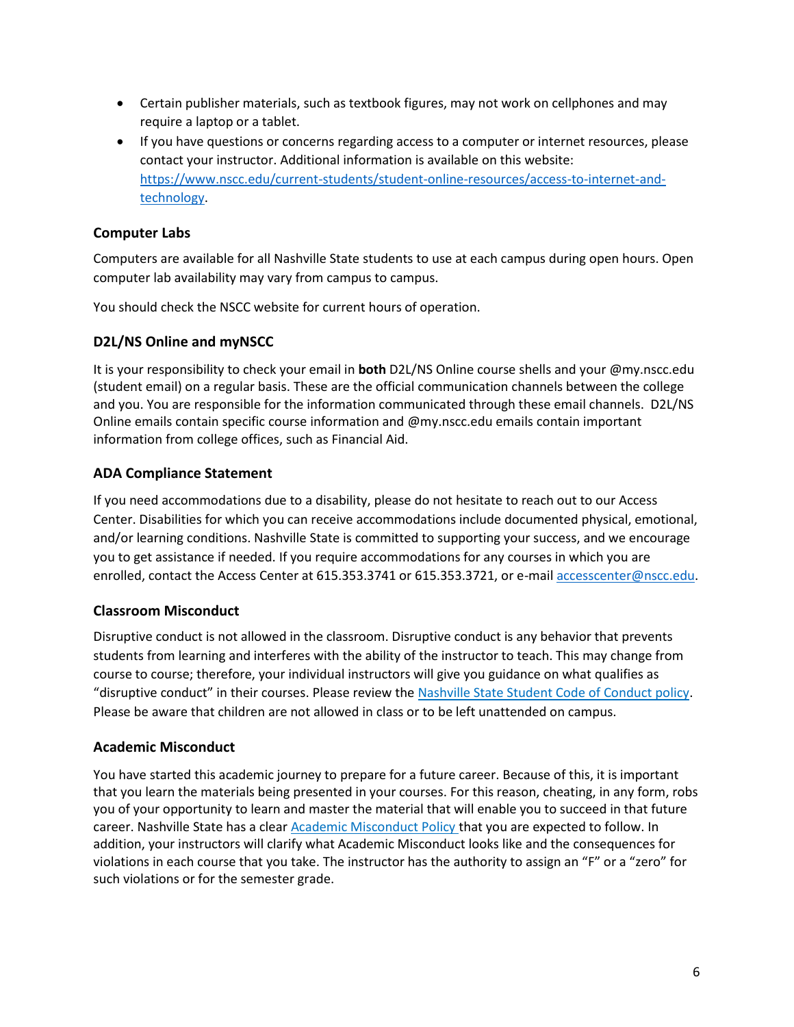- Certain publisher materials, such as textbook figures, may not work on cellphones and may require a laptop or a tablet.
- If you have questions or concerns regarding access to a computer or internet resources, please contact your instructor. Additional information is available on this website: [https://www.nscc.edu/current-students/student-online-resources/access-to-internet-and-technology](https://www.nscc.edu/current-students/student-online-resources/access-to-internet-and-technology).

### Computer Labs

Computers are available for all Nashville State students to use at each campus during open hours. Open computer lab availability may vary from campus to campus.

You should check the NSCC website for current hours of operation.

### D2L/NS Online and myNSCC

It is your responsibility to check your email in **both** D2L/NS Online course shells and your @my.nscc.edu (student email) on a regular basis. These are the official communication channels between the college and you. You are responsible for the information communicated through these email channels. D2L/NS Online emails contain specific course information and @my.nscc.edu emails contain important information from college offices, such as Financial Aid.

### ADA Compliance Statement

If you need accommodations due to a disability, please do not hesitate to reach out to our Access Center. Disabilities for which you can receive accommodations include documented physical, emotional, and/or learning conditions. Nashville State is committed to supporting your success, and we encourage you to get assistance if needed. If you require accommodations for any courses in which you are enrolled, contact the Access Center at 615.353.3741 or 615.353.3721, or e-mail [accesscenter@nscc.edu](mailto:accesscenter@nscc.edu).

### Classroom Misconduct

Disruptive conduct is not allowed in the classroom. Disruptive conduct is any behavior that prevents students from learning and interferes with the ability of the instructor to teach. This may change from course to course; therefore, your individual instructors will give you guidance on what qualifies as "disruptive conduct" in their courses. Please review the Nashville State Student Code of Conduct policy. Please be aware that children are not allowed in class or to be left unattended on campus.

### Academic Misconduct

You have started this academic journey to prepare for a future career. Because of this, it is important that you learn the materials being presented in your courses. For this reason, cheating, in any form, robs you of your opportunity to learn and master the material that will enable you to succeed in that future career. Nashville State has a clear Academic Misconduct Policy that you are expected to follow. In addition, your instructors will clarify what Academic Misconduct looks like and the consequences for violations in each course that you take. The instructor has the authority to assign an "F" or a "zero" for such violations or for the semester grade.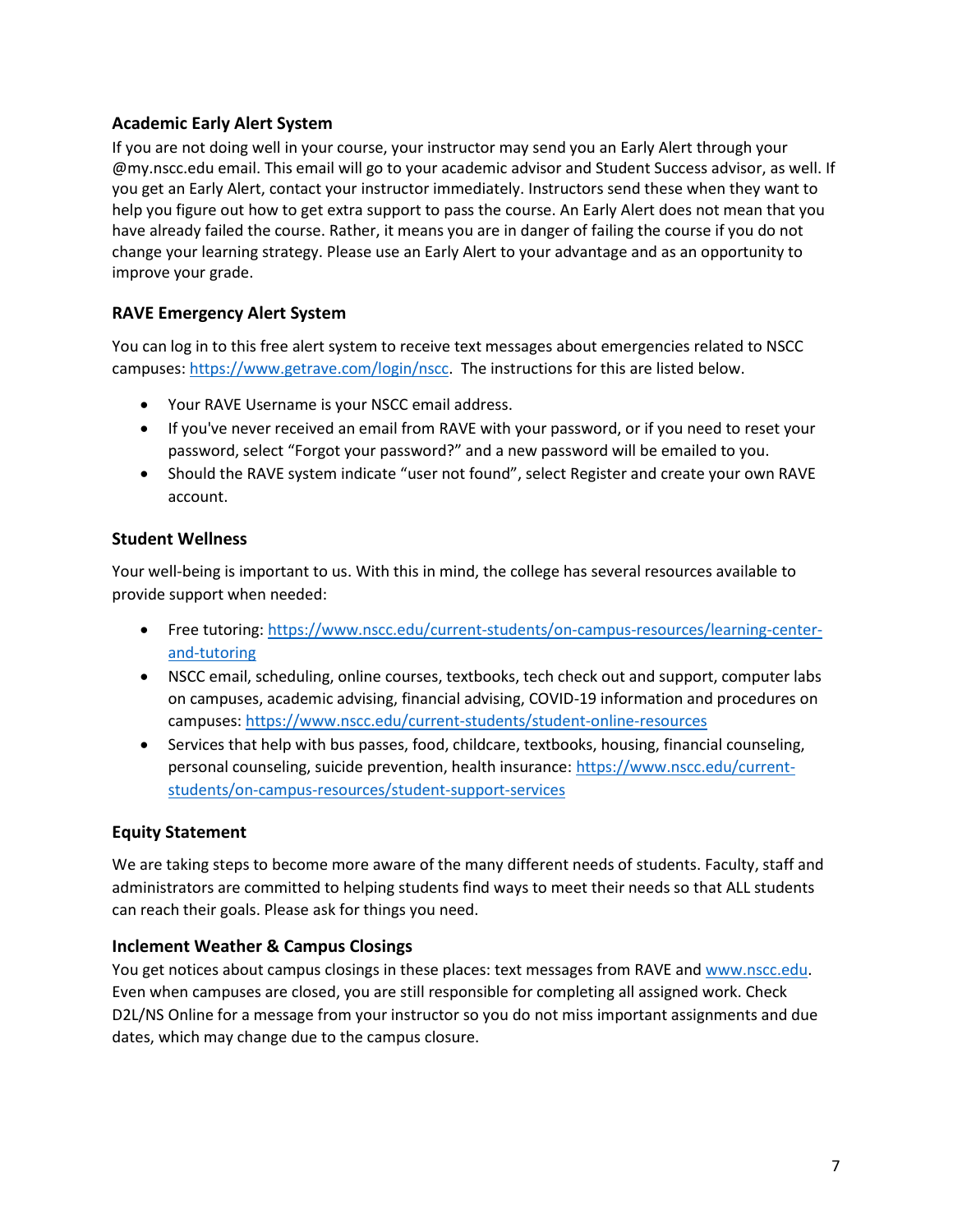### Academic Early Alert System

If you are not doing well in your course, your instructor may send you an Early Alert through your @my.nscc.edu email. This email will go to your academic advisor and Student Success advisor, as well. If you get an Early Alert, contact your instructor immediately. Instructors send these when they want to help you figure out how to get extra support to pass the course. An Early Alert does not mean that you have already failed the course. Rather, it means you are in danger of failing the course if you do not change your learning strategy. Please use an Early Alert to your advantage and as an opportunity to improve your grade.

### RAVE Emergency Alert System

You can log in to this free alert system to receive text messages about emergencies related to NSCC campuses: https://www.getrave.com/login/nscc. The instructions for this are listed below.

- Your RAVE Username is your NSCC email address.
- If you've never received an email from RAVE with your password, or if you need to reset your password, select "Forgot your password?" and a new password will be emailed to you.
- Should the RAVE system indicate "user not found", select Register and create your own RAVE account.

### Student Wellness

Your well-being is important to us. With this in mind, the college has several resources available to provide support when needed:

- Free tutoring: https://www.nscc.edu/current-students/on-campus-resources/learning-center-and-tutoring
- NSCC email, scheduling, online courses, textbooks, tech check out and support, computer labs on campuses, academic advising, financial advising, COVID-19 information and procedures on campuses: https://www.nscc.edu/current-students/student-online-resources
- Services that help with bus passes, food, childcare, textbooks, housing, financial counseling, personal counseling, suicide prevention, health insurance: https://www.nscc.edu/current-students/on-campus-resources/student-support-services

### Equity Statement

We are taking steps to become more aware of the many different needs of students. Faculty, staff and administrators are committed to helping students find ways to meet their needs so that ALL students can reach their goals. Please ask for things you need.

### Inclement Weather & Campus Closings

You get notices about campus closings in these places: text messages from RAVE and www.nscc.edu. Even when campuses are closed, you are still responsible for completing all assigned work. Check D2L/NS Online for a message from your instructor so you do not miss important assignments and due dates, which may change due to the campus closure.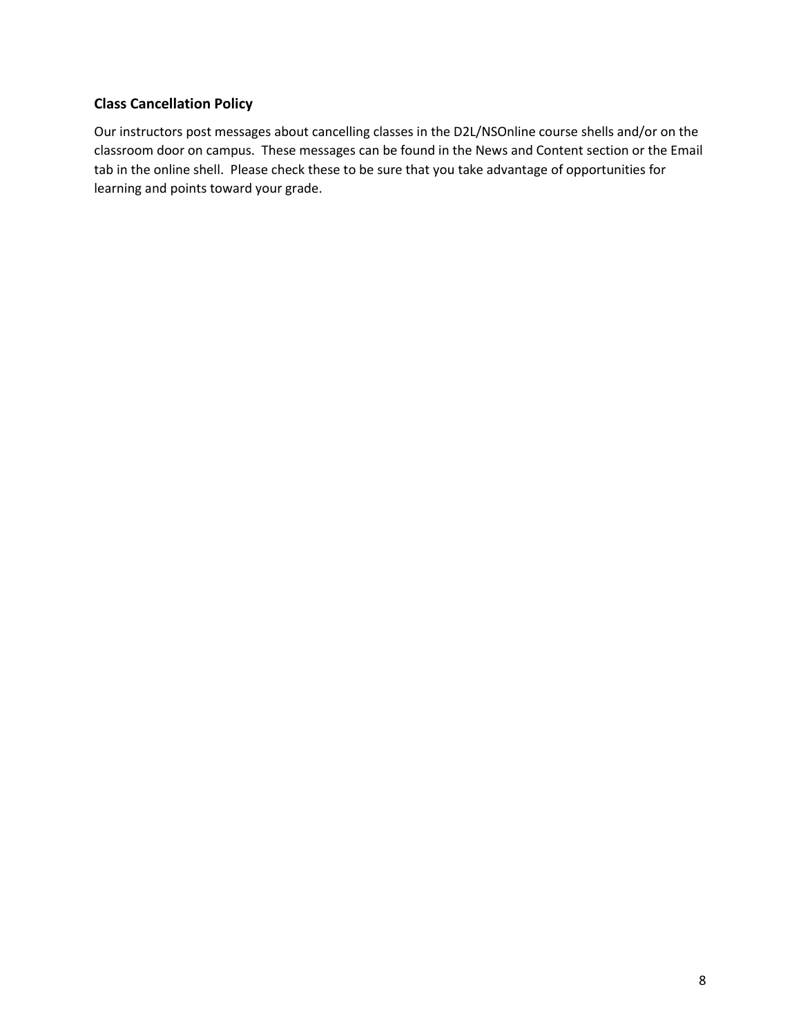### Class Cancellation Policy

Our instructors post messages about cancelling classes in the D2L/NSOnline course shells and/or on the classroom door on campus. These messages can be found in the News and Content section or the Email tab in the online shell. Please check these to be sure that you take advantage of opportunities for learning and points toward your grade.